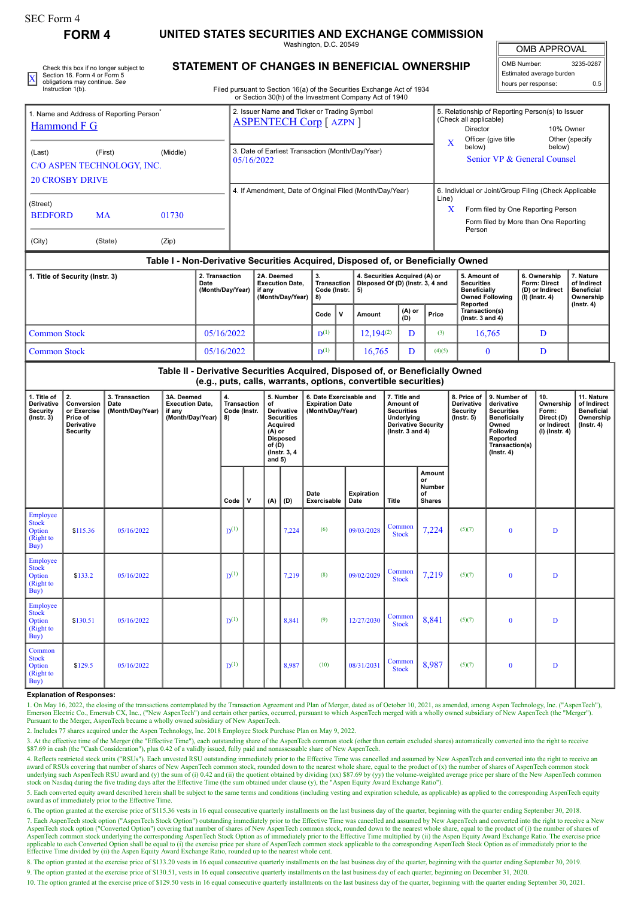SEC Form 4

# FORM 4

## UNITED STATES SECURITIES AND EXCHANGE COMMISSION

Washington, D.C. 20549

## STATEMENT OF CHANGES IN BENEFICIAL OWNERSHIP

Filed pursuant to Section 16(a) of the Securities Exchange Act of 1934 or Section 30(h) of the Investment Company Act of 1940

X Check this box if no longer subject to Section 16. Form 4 or Form 5 obligations may continue. *See* Instruction 1(b).

| OMB APPROVAL | |
|---|---|
| OMB Number: | 3235-0287 |
| Estimated average burden | |
| hours per response: | 0.5 |

**1. Name and Address of Reporting Person***
Hammond F G

(Last) (First) (Middle)
C/O ASPEN TECHNOLOGY, INC.
20 CROSBY DRIVE

(Street)
BEDFORD MA 01730

(City) (State) (Zip)

**2. Issuer Name and Ticker or Trading Symbol**
ASPENTECH Corp [ AZPN ]

**3. Date of Earliest Transaction (Month/Day/Year)**
05/16/2022

**4. If Amendment, Date of Original Filed (Month/Day/Year)**

**5. Relationship of Reporting Person(s) to Issuer (Check all applicable)**
Director
10% Owner
X Officer (give title below)
Other (specify below)
Senior VP & General Counsel

**6. Individual or Joint/Group Filing (Check Applicable Line)**
X Form filed by One Reporting Person
Form filed by More than One Reporting Person

### Table I - Non-Derivative Securities Acquired, Disposed of, or Beneficially Owned

| 1. Title of Security (Instr. 3) | 2. Transaction Date (Month/Day/Year) | 2A. Deemed Execution Date, if any (Month/Day/Year) | 3. Transaction Code (Instr. 8) | | 4. Securities Acquired (A) or Disposed Of (D) (Instr. 3, 4 and 5) | | | 5. Amount of Securities Beneficially Owned Following Reported Transaction(s) (Instr. 3 and 4) | 6. Ownership Form: Direct (D) or Indirect (I) (Instr. 4) | 7. Nature of Indirect Beneficial Ownership (Instr. 4) |
|---|---|---|---|---|---|---|---|---|---|---|
| | | | Code | V | Amount | (A) or (D) | Price | | | |
| Common Stock | 05/16/2022 | | D[(1)] | | 12,194[(2)] | D | [(3)] | 16,765 | D | |
| Common Stock | 05/16/2022 | | D[(1)] | | 16,765 | D | [(4)(5)] | 0 | D | |

### Table II - Derivative Securities Acquired, Disposed of, or Beneficially Owned (e.g., puts, calls, warrants, options, convertible securities)

| 1. Title of Derivative Security (Instr. 3) | 2. Conversion or Exercise Price of Derivative Security | 3. Transaction Date (Month/Day/Year) | 3A. Deemed Execution Date, if any (Month/Day/Year) | 4. Transaction Code (Instr. 8) | | 5. Number of Derivative Securities Acquired (A) or Disposed of (D) (Instr. 3, 4 and 5) | | 6. Date Exercisable and Expiration Date (Month/Day/Year) | | 7. Title and Amount of Securities Underlying Derivative Security (Instr. 3 and 4) | | 8. Price of Derivative Security (Instr. 5) | 9. Number of derivative Securities Beneficially Owned Following Reported Transaction(s) (Instr. 4) | 10. Ownership Form: Direct (D) or Indirect (I) (Instr. 4) | 11. Nature of Indirect Beneficial Ownership (Instr. 4) |
|---|---|---|---|---|---|---|---|---|---|---|---|---|---|---|---|
| | | | | Code | V | (A) | (D) | Date Exercisable | Expiration Date | Title | Amount or Number of Shares | | | | |
| Employee Stock Option (Right to Buy) | $115.36 | 05/16/2022 | | D[(1)] | | | 7,224 | [(6)] | 09/03/2028 | Common Stock | 7,224 | [(5)(7)] | 0 | D | |
| Employee Stock Option (Right to Buy) | $133.2 | 05/16/2022 | | D[(1)] | | | 7,219 | [(8)] | 09/02/2029 | Common Stock | 7,219 | [(5)(7)] | 0 | D | |
| Employee Stock Option (Right to Buy) | $130.51 | 05/16/2022 | | D[(1)] | | | 8,841 | [(9)] | 12/27/2030 | Common Stock | 8,841 | [(5)(7)] | 0 | D | |
| Common Stock Option (Right to Buy) | $129.5 | 05/16/2022 | | D[(1)] | | | 8,987 | [(10)] | 08/31/2031 | Common Stock | 8,987 | [(5)(7)] | 0 | D | |

**Explanation of Responses:**

1. On May 16, 2022, the closing of the transactions contemplated by the Transaction Agreement and Plan of Merger, dated as of October 10, 2021, as amended, among Aspen Technology, Inc. ("AspenTech"), Emerson Electric Co., Emersub CX, Inc., ("New AspenTech") and certain other parties, occurred, pursuant to which AspenTech merged with a wholly owned subsidiary of New AspenTech (the "Merger"). Pursuant to the Merger, AspenTech became a wholly owned subsidiary of New AspenTech.

2. Includes 77 shares acquired under the Aspen Technology, Inc. 2018 Employee Stock Purchase Plan on May 9, 2022.

3. At the effective time of the Merger (the "Effective Time"), each outstanding share of the AspenTech common stock (other than certain excluded shares) automatically converted into the right to receive $87.69 in cash (the "Cash Consideration"), plus 0.42 of a validly issued, fully paid and nonassessable share of New AspenTech.

4. Reflects restricted stock units ("RSUs"). Each unvested RSU outstanding immediately prior to the Effective Time was cancelled and assumed by New AspenTech and converted into the right to receive an award of RSUs covering that number of shares of New AspenTech common stock, rounded down to the nearest whole share, equal to the product of (x) the number of shares of AspenTech common stock underlying such AspenTech RSU award and (y) the sum of (i) 0.42 and (ii) the quotient obtained by dividing (xx) $87.69 by (yy) the volume-weighted average price per share of the New AspenTech common stock on Nasdaq during the five trading days after the Effective Time (the sum obtained under clause (y), the "Aspen Equity Award Exchange Ratio").

5. Each converted equity award described herein shall be subject to the same terms and conditions (including vesting and expiration schedule, as applicable) as applied to the corresponding AspenTech equity award as of immediately prior to the Effective Time.

6. The option granted at the exercise price of $115.36 vests in 16 equal consecutive quarterly installments on the last business day of the quarter, beginning with the quarter ending September 30, 2018.

7. Each AspenTech stock option ("AspenTech Stock Option") outstanding immediately prior to the Effective Time was cancelled and assumed by New AspenTech and converted into the right to receive a New AspenTech stock option ("Converted Option") covering that number of shares of New AspenTech common stock, rounded down to the nearest whole share, equal to the product of (i) the number of shares of AspenTech common stock underlying the corresponding AspenTech Stock Option as of immediately prior to the Effective Time multiplied by (ii) the Aspen Equity Award Exchange Ratio. The exercise price applicable to each Converted Option shall be equal to (i) the exercise price per share of AspenTech common stock applicable to the corresponding AspenTech Stock Option as of immediately prior to the Effective Time divided by (ii) the Aspen Equity Award Exchange Ratio, rounded up to the nearest whole cent.

8. The option granted at the exercise price of $133.20 vests in 16 equal consecutive quarterly installments on the last business day of the quarter, beginning with the quarter ending September 30, 2019.

9. The option granted at the exercise price of $130.51, vests in 16 equal consecutive quarterly installments on the last business day of each quarter, beginning on December 31, 2020.

10. The option granted at the exercise price of $129.50 vests in 16 equal consecutive quarterly installments on the last business day of the quarter, beginning with the quarter ending September 30, 2021.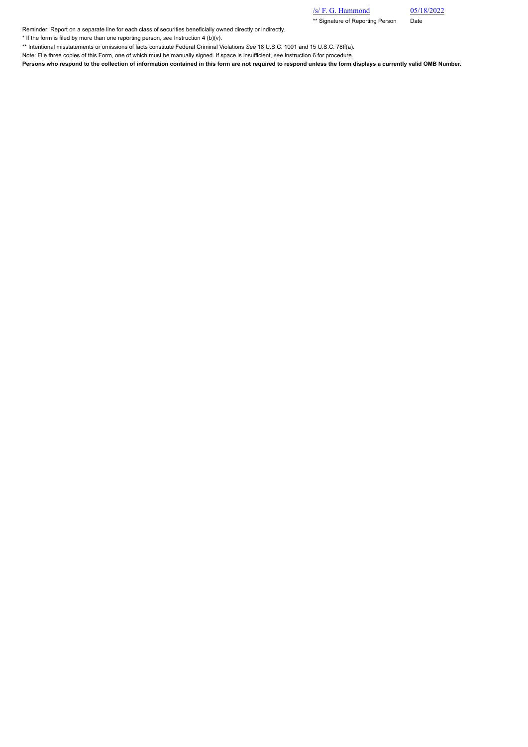| | |
|---|---|
| /s/ F. G. Hammond | 05/18/2022 |
| ** Signature of Reporting Person | Date |

Reminder: Report on a separate line for each class of securities beneficially owned directly or indirectly.

* If the form is filed by more than one reporting person, *see* Instruction 4 (b)(v).

** Intentional misstatements or omissions of facts constitute Federal Criminal Violations *See* 18 U.S.C. 1001 and 15 U.S.C. 78ff(a).

Note: File three copies of this Form, one of which must be manually signed. If space is insufficient, *see* Instruction 6 for procedure.

**Persons who respond to the collection of information contained in this form are not required to respond unless the form displays a currently valid OMB Number.**